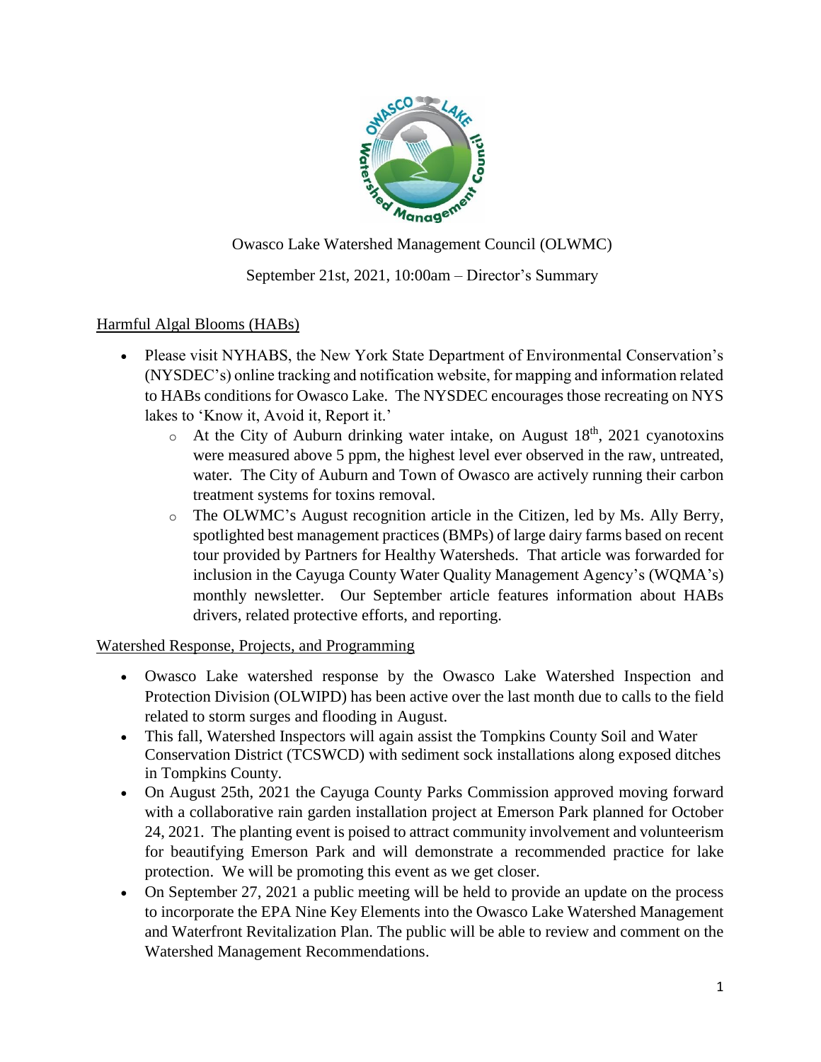Owasco Lake Watershed Management Council (OLWMC)

September 21st, 2021, 10:00am – Director's Summary

## Harmful Algal Blooms (HABs)

- Please visit NYHABS, the New York State Department of Environmental Conservation's (NYSDEC's) online tracking and notification website, for mapping and information related to HABs conditions for Owasco Lake. The NYSDEC encourages those recreating on NYS lakes to 'Know it, Avoid it, Report it.'
  - At the City of Auburn drinking water intake, on August 18th, 2021 cyanotoxins were measured above 5 ppm, the highest level ever observed in the raw, untreated, water. The City of Auburn and Town of Owasco are actively running their carbon treatment systems for toxins removal.
  - The OLWMC's August recognition article in the Citizen, led by Ms. Ally Berry, spotlighted best management practices (BMPs) of large dairy farms based on recent tour provided by Partners for Healthy Watersheds. That article was forwarded for inclusion in the Cayuga County Water Quality Management Agency's (WQMA's) monthly newsletter. Our September article features information about HABs drivers, related protective efforts, and reporting.

## Watershed Response, Projects, and Programming

- Owasco Lake watershed response by the Owasco Lake Watershed Inspection and Protection Division (OLWIPD) has been active over the last month due to calls to the field related to storm surges and flooding in August.
- This fall, Watershed Inspectors will again assist the Tompkins County Soil and Water Conservation District (TCSWCD) with sediment sock installations along exposed ditches in Tompkins County.
- On August 25th, 2021 the Cayuga County Parks Commission approved moving forward with a collaborative rain garden installation project at Emerson Park planned for October 24, 2021. The planting event is poised to attract community involvement and volunteerism for beautifying Emerson Park and will demonstrate a recommended practice for lake protection. We will be promoting this event as we get closer.
- On September 27, 2021 a public meeting will be held to provide an update on the process to incorporate the EPA Nine Key Elements into the Owasco Lake Watershed Management and Waterfront Revitalization Plan. The public will be able to review and comment on the Watershed Management Recommendations.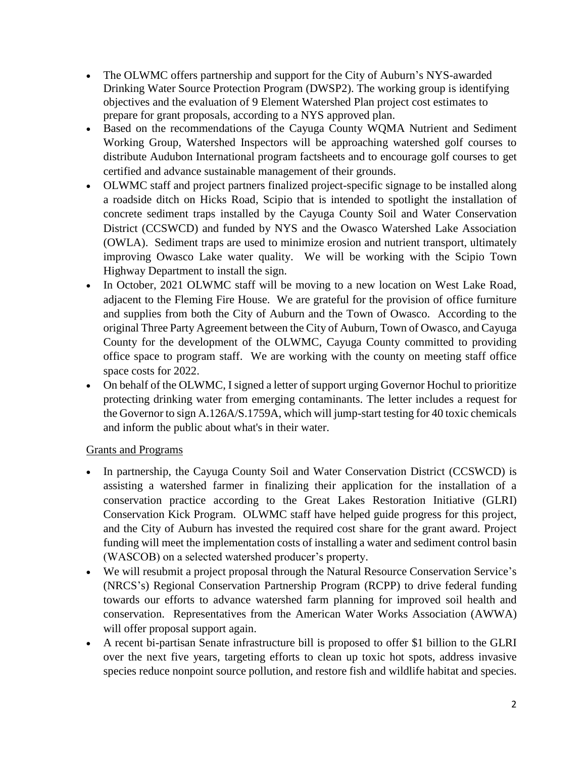- The OLWMC offers partnership and support for the City of Auburn's NYS-awarded Drinking Water Source Protection Program (DWSP2). The working group is identifying objectives and the evaluation of 9 Element Watershed Plan project cost estimates to prepare for grant proposals, according to a NYS approved plan.
- Based on the recommendations of the Cayuga County WQMA Nutrient and Sediment Working Group, Watershed Inspectors will be approaching watershed golf courses to distribute Audubon International program factsheets and to encourage golf courses to get certified and advance sustainable management of their grounds.
- OLWMC staff and project partners finalized project-specific signage to be installed along a roadside ditch on Hicks Road, Scipio that is intended to spotlight the installation of concrete sediment traps installed by the Cayuga County Soil and Water Conservation District (CCSWCD) and funded by NYS and the Owasco Watershed Lake Association (OWLA). Sediment traps are used to minimize erosion and nutrient transport, ultimately improving Owasco Lake water quality. We will be working with the Scipio Town Highway Department to install the sign.
- In October, 2021 OLWMC staff will be moving to a new location on West Lake Road, adjacent to the Fleming Fire House. We are grateful for the provision of office furniture and supplies from both the City of Auburn and the Town of Owasco. According to the original Three Party Agreement between the City of Auburn, Town of Owasco, and Cayuga County for the development of the OLWMC, Cayuga County committed to providing office space to program staff. We are working with the county on meeting staff office space costs for 2022.
- On behalf of the OLWMC, I signed a letter of support urging Governor Hochul to prioritize protecting drinking water from emerging contaminants. The letter includes a request for the Governor to sign A.126A/S.1759A, which will jump-start testing for 40 toxic chemicals and inform the public about what's in their water.

Grants and Programs

- In partnership, the Cayuga County Soil and Water Conservation District (CCSWCD) is assisting a watershed farmer in finalizing their application for the installation of a conservation practice according to the Great Lakes Restoration Initiative (GLRI) Conservation Kick Program. OLWMC staff have helped guide progress for this project, and the City of Auburn has invested the required cost share for the grant award. Project funding will meet the implementation costs of installing a water and sediment control basin (WASCOB) on a selected watershed producer's property.
- We will resubmit a project proposal through the Natural Resource Conservation Service's (NRCS's) Regional Conservation Partnership Program (RCPP) to drive federal funding towards our efforts to advance watershed farm planning for improved soil health and conservation. Representatives from the American Water Works Association (AWWA) will offer proposal support again.
- A recent bi-partisan Senate infrastructure bill is proposed to offer $1 billion to the GLRI over the next five years, targeting efforts to clean up toxic hot spots, address invasive species reduce nonpoint source pollution, and restore fish and wildlife habitat and species.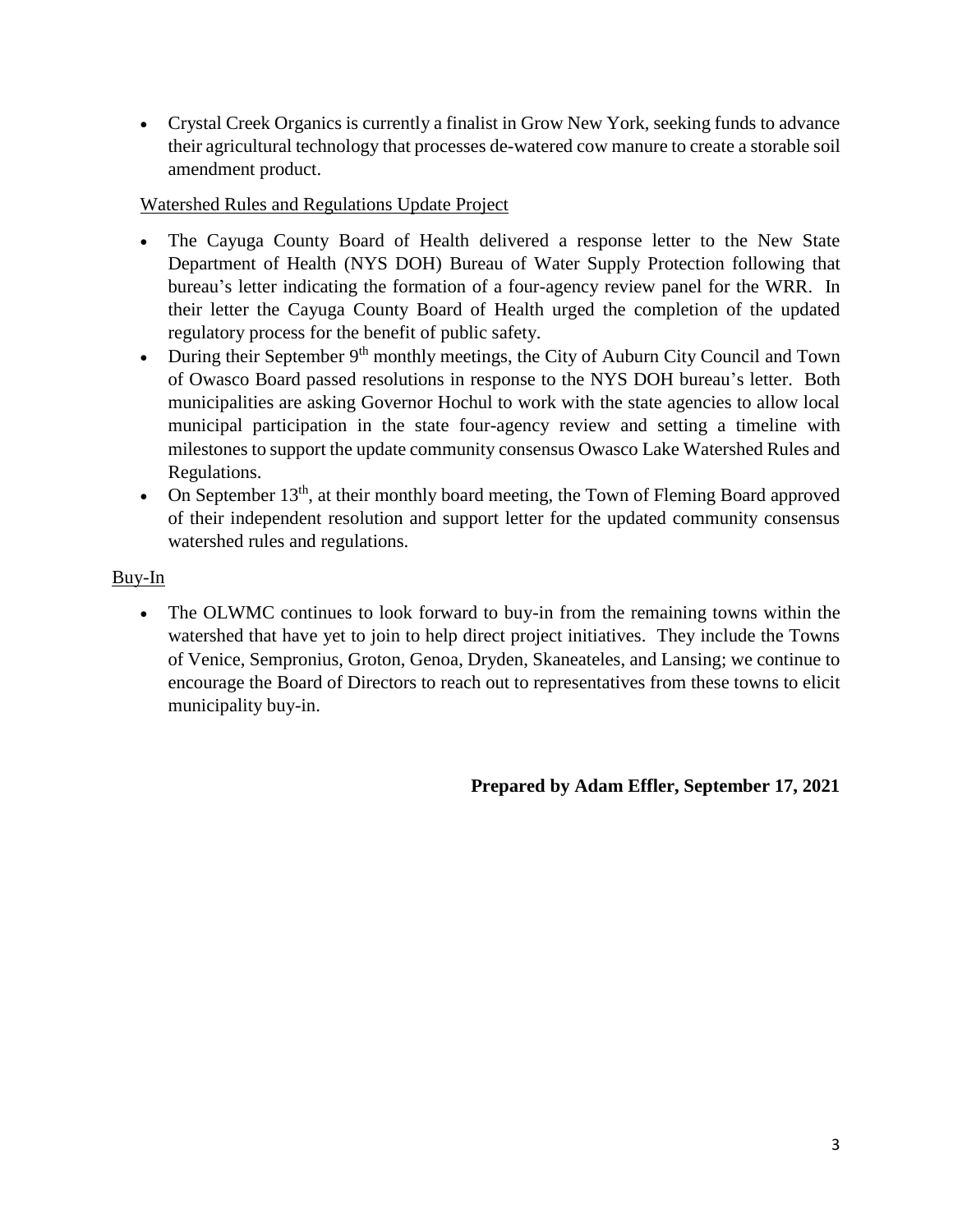- Crystal Creek Organics is currently a finalist in Grow New York, seeking funds to advance their agricultural technology that processes de-watered cow manure to create a storable soil amendment product.

Watershed Rules and Regulations Update Project

- The Cayuga County Board of Health delivered a response letter to the New State Department of Health (NYS DOH) Bureau of Water Supply Protection following that bureau's letter indicating the formation of a four-agency review panel for the WRR. In their letter the Cayuga County Board of Health urged the completion of the updated regulatory process for the benefit of public safety.
- During their September 9th monthly meetings, the City of Auburn City Council and Town of Owasco Board passed resolutions in response to the NYS DOH bureau's letter. Both municipalities are asking Governor Hochul to work with the state agencies to allow local municipal participation in the state four-agency review and setting a timeline with milestones to support the update community consensus Owasco Lake Watershed Rules and Regulations.
- On September 13th, at their monthly board meeting, the Town of Fleming Board approved of their independent resolution and support letter for the updated community consensus watershed rules and regulations.

## Buy-In

- The OLWMC continues to look forward to buy-in from the remaining towns within the watershed that have yet to join to help direct project initiatives. They include the Towns of Venice, Sempronius, Groton, Genoa, Dryden, Skaneateles, and Lansing; we continue to encourage the Board of Directors to reach out to representatives from these towns to elicit municipality buy-in.

**Prepared by Adam Effler, September 17, 2021**